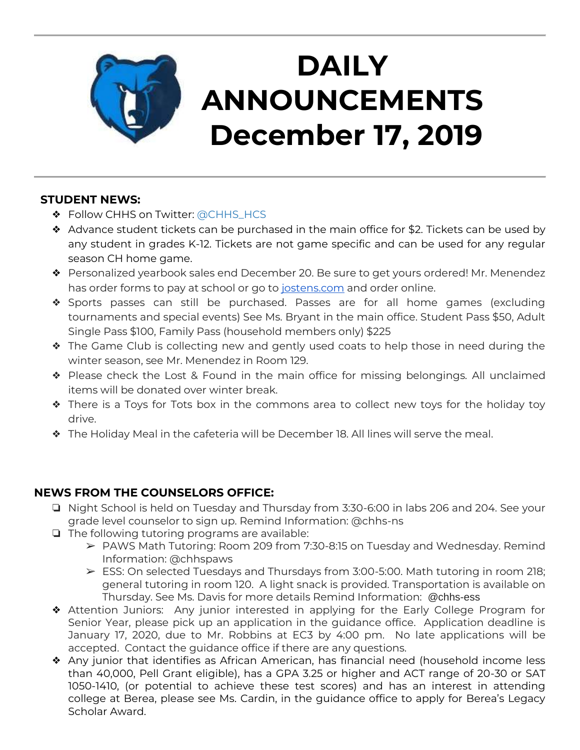# DAILY ANNOUNCEMENTS December 17, 2019

## STUDENT NEWS:

- Follow CHHS on Twitter: @CHHS_HCS
- Advance student tickets can be purchased in the main office for $2. Tickets can be used by any student in grades K-12. Tickets are not game specific and can be used for any regular season CH home game.
- Personalized yearbook sales end December 20. Be sure to get yours ordered! Mr. Menendez has order forms to pay at school or go to jostens.com and order online.
- Sports passes can still be purchased. Passes are for all home games (excluding tournaments and special events) See Ms. Bryant in the main office. Student Pass $50, Adult Single Pass $100, Family Pass (household members only) $225
- The Game Club is collecting new and gently used coats to help those in need during the winter season, see Mr. Menendez in Room 129.
- Please check the Lost & Found in the main office for missing belongings. All unclaimed items will be donated over winter break.
- There is a Toys for Tots box in the commons area to collect new toys for the holiday toy drive.
- The Holiday Meal in the cafeteria will be December 18. All lines will serve the meal.

## NEWS FROM THE COUNSELORS OFFICE:

- Night School is held on Tuesday and Thursday from 3:30-6:00 in labs 206 and 204. See your grade level counselor to sign up. Remind Information: @chhs-ns
- The following tutoring programs are available:
  - PAWS Math Tutoring: Room 209 from 7:30-8:15 on Tuesday and Wednesday. Remind Information: @chhspaws
  - ESS: On selected Tuesdays and Thursdays from 3:00-5:00. Math tutoring in room 218; general tutoring in room 120. A light snack is provided. Transportation is available on Thursday. See Ms. Davis for more details Remind Information: @chhs-ess
- Attention Juniors: Any junior interested in applying for the Early College Program for Senior Year, please pick up an application in the guidance office. Application deadline is January 17, 2020, due to Mr. Robbins at EC3 by 4:00 pm. No late applications will be accepted. Contact the guidance office if there are any questions.
- Any junior that identifies as African American, has financial need (household income less than 40,000, Pell Grant eligible), has a GPA 3.25 or higher and ACT range of 20-30 or SAT 1050-1410, (or potential to achieve these test scores) and has an interest in attending college at Berea, please see Ms. Cardin, in the guidance office to apply for Berea's Legacy Scholar Award.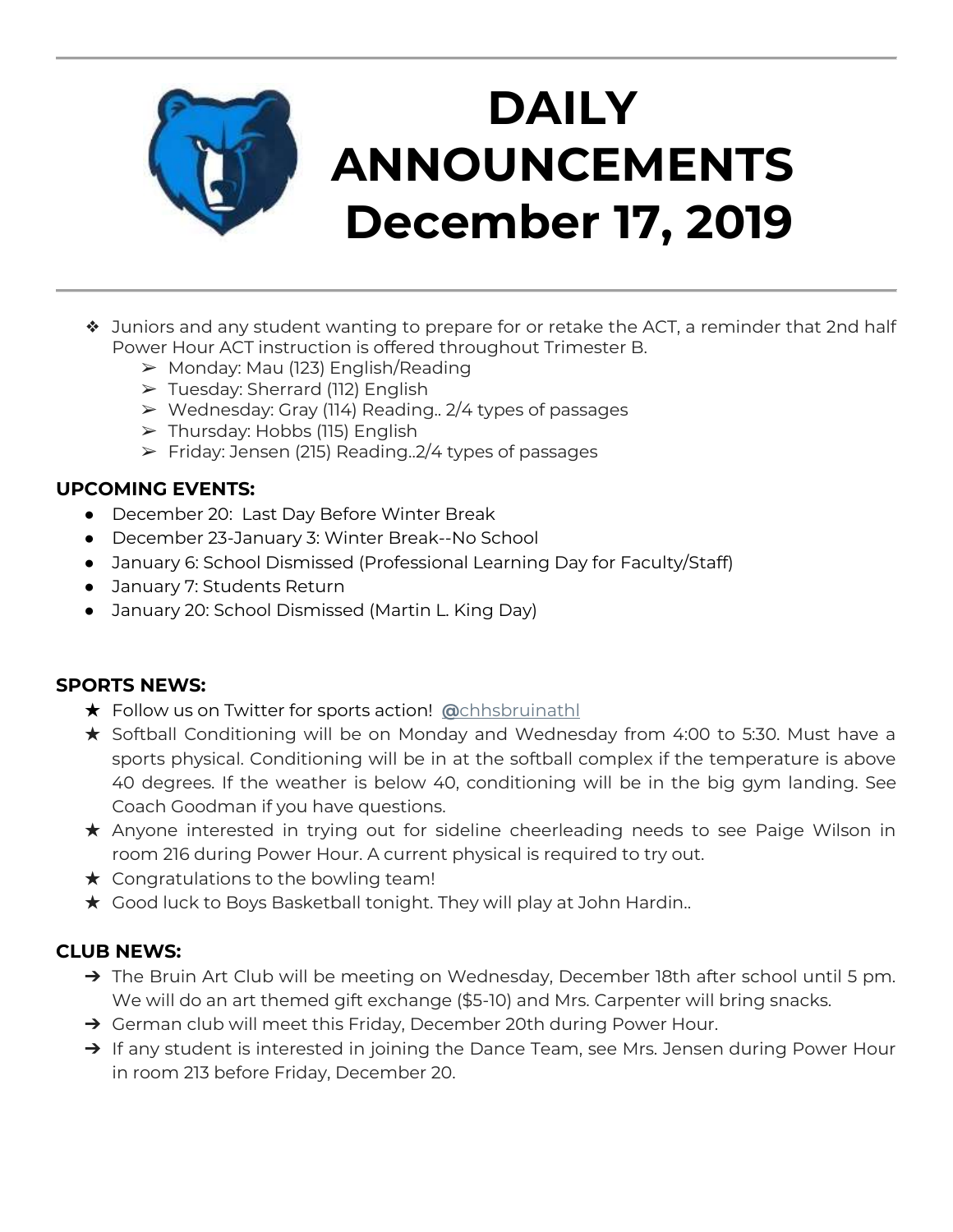// DAILY ANNOUNCEMENTS December 17, 2019

# DAILY ANNOUNCEMENTS December 17, 2019

- Juniors and any student wanting to prepare for or retake the ACT, a reminder that 2nd half Power Hour ACT instruction is offered throughout Trimester B.
  - Monday: Mau (123) English/Reading
  - Tuesday: Sherrard (112) English
  - Wednesday: Gray (114) Reading.. 2/4 types of passages
  - Thursday: Hobbs (115) English
  - Friday: Jensen (215) Reading..2/4 types of passages

**UPCOMING EVENTS:**

- December 20: Last Day Before Winter Break
- December 23-January 3: Winter Break--No School
- January 6: School Dismissed (Professional Learning Day for Faculty/Staff)
- January 7: Students Return
- January 20: School Dismissed (Martin L. King Day)

**SPORTS NEWS:**

- Follow us on Twitter for sports action! @chhsbruinathl
- Softball Conditioning will be on Monday and Wednesday from 4:00 to 5:30. Must have a sports physical. Conditioning will be in at the softball complex if the temperature is above 40 degrees. If the weather is below 40, conditioning will be in the big gym landing. See Coach Goodman if you have questions.
- Anyone interested in trying out for sideline cheerleading needs to see Paige Wilson in room 216 during Power Hour. A current physical is required to try out.
- Congratulations to the bowling team!
- Good luck to Boys Basketball tonight. They will play at John Hardin..

**CLUB NEWS:**

- The Bruin Art Club will be meeting on Wednesday, December 18th after school until 5 pm. We will do an art themed gift exchange ($5-10) and Mrs. Carpenter will bring snacks.
- German club will meet this Friday, December 20th during Power Hour.
- If any student is interested in joining the Dance Team, see Mrs. Jensen during Power Hour in room 213 before Friday, December 20.